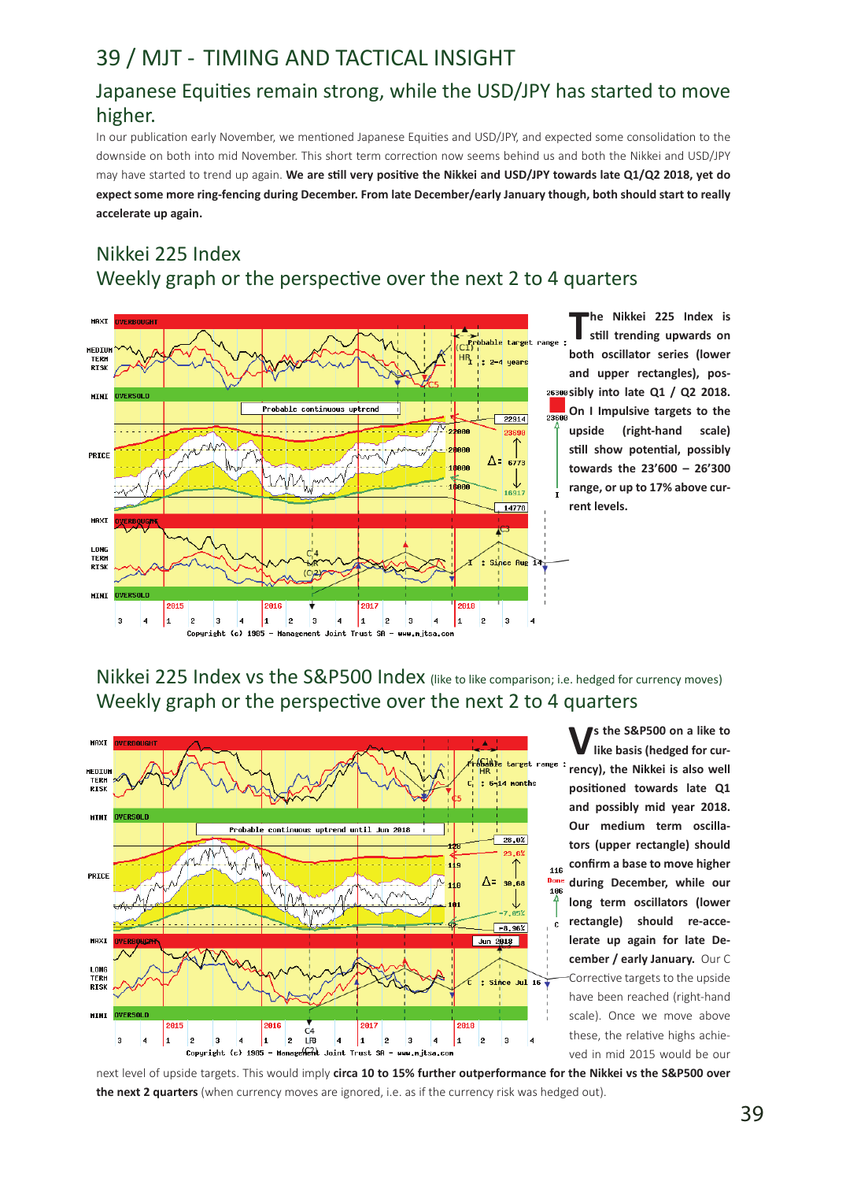# 39 / MJT - TIMING AND TACTICAL INSIGHT

## Japanese Equities remain strong, while the USD/JPY has started to move higher.

In our publication early November, we mentioned Japanese Equities and USD/JPY, and expected some consolidation to the downside on both into mid November. This short term correction now seems behind us and both the Nikkei and USD/JPY may have started to trend up again. **We are still very positive the Nikkei and USD/JPY towards late Q1/Q2 2018, yet do expect some more ring-fencing during December. From late December/early January though, both should start to really accelerate up again.**

## Nikkei 225 Index
## Weekly graph or the perspective over the next 2 to 4 quarters

**The Nikkei 225 Index is still trending upwards on both oscillator series (lower and upper rectangles), possibly into late Q1 / Q2 2018. On I Impulsive targets to the upside (right-hand scale) still show potential, possibly towards the 23'600 – 26'300 range, or up to 17% above current levels.**

## Nikkei 225 Index vs the S&P500 Index (like to like comparison; i.e. hedged for currency moves)
## Weekly graph or the perspective over the next 2 to 4 quarters

**Vs the S&P500 on a like to like basis (hedged for currency), the Nikkei is also well positioned towards late Q1 and possibly mid year 2018. Our medium term oscillators (upper rectangle) should confirm a base to move higher during December, while our long term oscillators (lower rectangle) should re-accelerate up again for late December / early January.** Our C Corrective targets to the upside have been reached (right-hand scale). Once we move above these, the relative highs achieved in mid 2015 would be our next level of upside targets. This would imply **circa 10 to 15% further outperformance for the Nikkei vs the S&P500 over the next 2 quarters** (when currency moves are ignored, i.e. as if the currency risk was hedged out).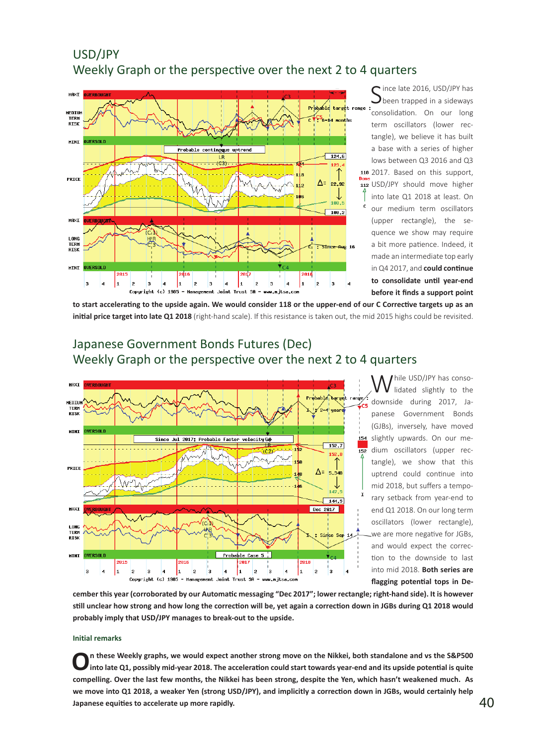## USD/JPY
## Weekly Graph or the perspective over the next 2 to 4 quarters

Since late 2016, USD/JPY has been trapped in a sideways consolidation. On our long term oscillators (lower rectangle), we believe it has built a base with a series of higher lows between Q3 2016 and Q3 2017. Based on this support, USD/JPY should move higher into late Q1 2018 at least. On our medium term oscillators (upper rectangle), the sequence we show may require a bit more patience. Indeed, it made an intermediate top early in Q4 2017, and **could continue to consolidate until year-end before it finds a support point to start accelerating to the upside again. We would consider 118 or the upper-end of our C Corrective targets up as an initial price target into late Q1 2018** (right-hand scale). If this resistance is taken out, the mid 2015 highs could be revisited.

## Japanese Government Bonds Futures (Dec)
## Weekly Graph or the perspective over the next 2 to 4 quarters

While USD/JPY has consolidated slightly to the downside during 2017, Japanese Government Bonds (GJBs), inversely, have moved slightly upwards. On our medium oscillators (upper rectangle), we show that this uptrend could continue into mid 2018, but suffers a temporary setback from year-end to end Q1 2018. On our long term oscillators (lower rectangle), we are more negative for JGBs, and would expect the correction to the downside to last into mid 2018. **Both series are flagging potential tops in December this year (corroborated by our Automatic messaging "Dec 2017"; lower rectangle; right-hand side). It is however still unclear how strong and how long the correction will be, yet again a correction down in JGBs during Q1 2018 would probably imply that USD/JPY manages to break-out to the upside.**

#### Initial remarks

**On these Weekly graphs, we would expect another strong move on the Nikkei, both standalone and vs the S&P500 into late Q1, possibly mid-year 2018. The acceleration could start towards year-end and its upside potential is quite compelling. Over the last few months, the Nikkei has been strong, despite the Yen, which hasn't weakened much. As we move into Q1 2018, a weaker Yen (strong USD/JPY), and implicitly a correction down in JGBs, would certainly help Japanese equities to accelerate up more rapidly.**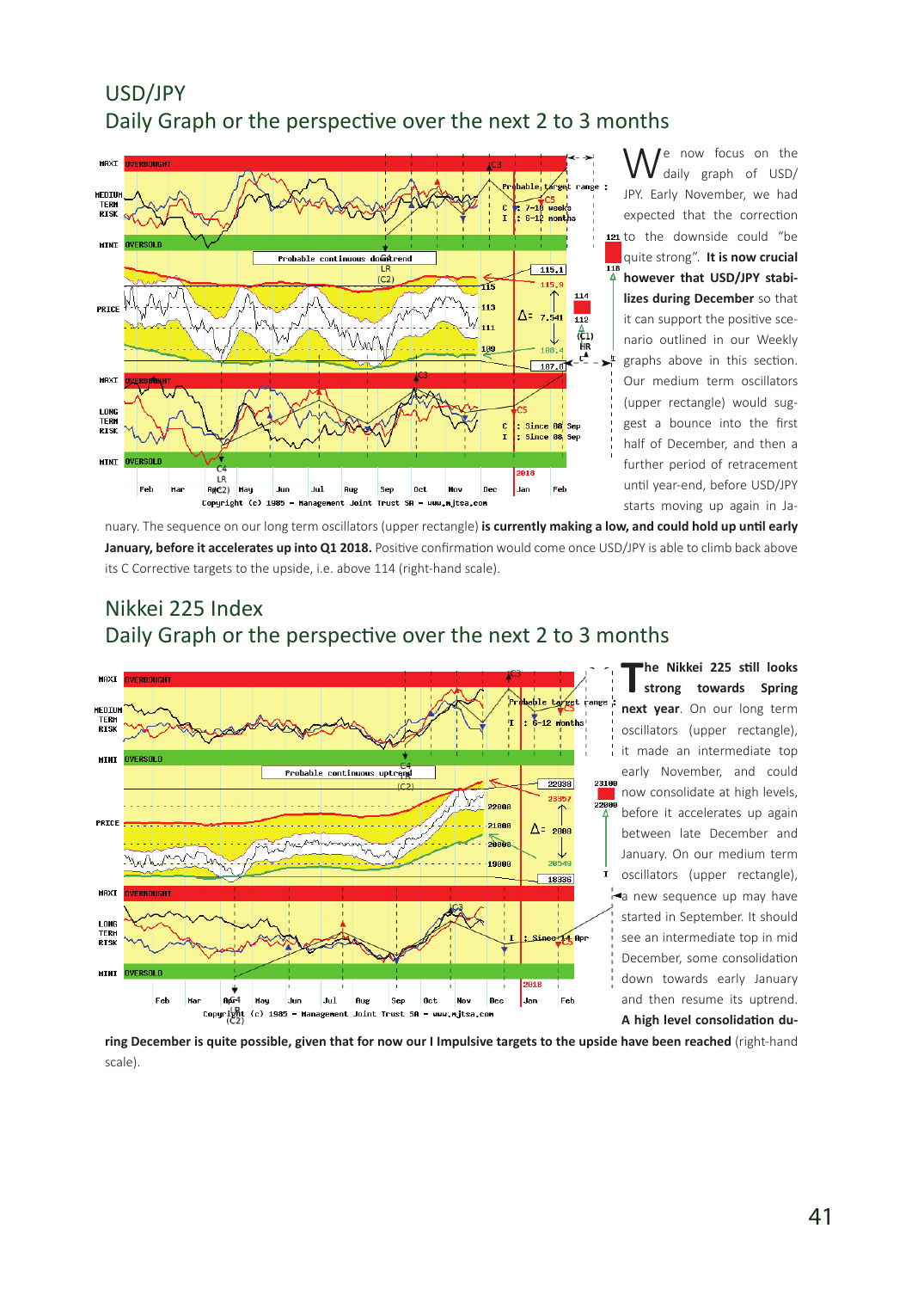## USD/JPY
## Daily Graph or the perspective over the next 2 to 3 months

We now focus on the daily graph of USD/JPY. Early November, we had expected that the correction to the downside could "be quite strong". **It is now crucial however that USD/JPY stabilizes during December** so that it can support the positive scenario outlined in our Weekly graphs above in this section. Our medium term oscillators (upper rectangle) would suggest a bounce into the first half of December, and then a further period of retracement until year-end, before USD/JPY starts moving up again in January. The sequence on our long term oscillators (upper rectangle) **is currently making a low, and could hold up until early January, before it accelerates up into Q1 2018.** Positive confirmation would come once USD/JPY is able to climb back above its C Corrective targets to the upside, i.e. above 114 (right-hand scale).

## Nikkei 225 Index
## Daily Graph or the perspective over the next 2 to 3 months

**The Nikkei 225 still looks strong towards Spring next year**. On our long term oscillators (upper rectangle), it made an intermediate top early November, and could now consolidate at high levels, before it accelerates up again between late December and January. On our medium term oscillators (upper rectangle), a new sequence up may have started in September. It should see an intermediate top in mid December, some consolidation down towards early January and then resume its uptrend. **A high level consolidation during December is quite possible, given that for now our I Impulsive targets to the upside have been reached** (right-hand scale).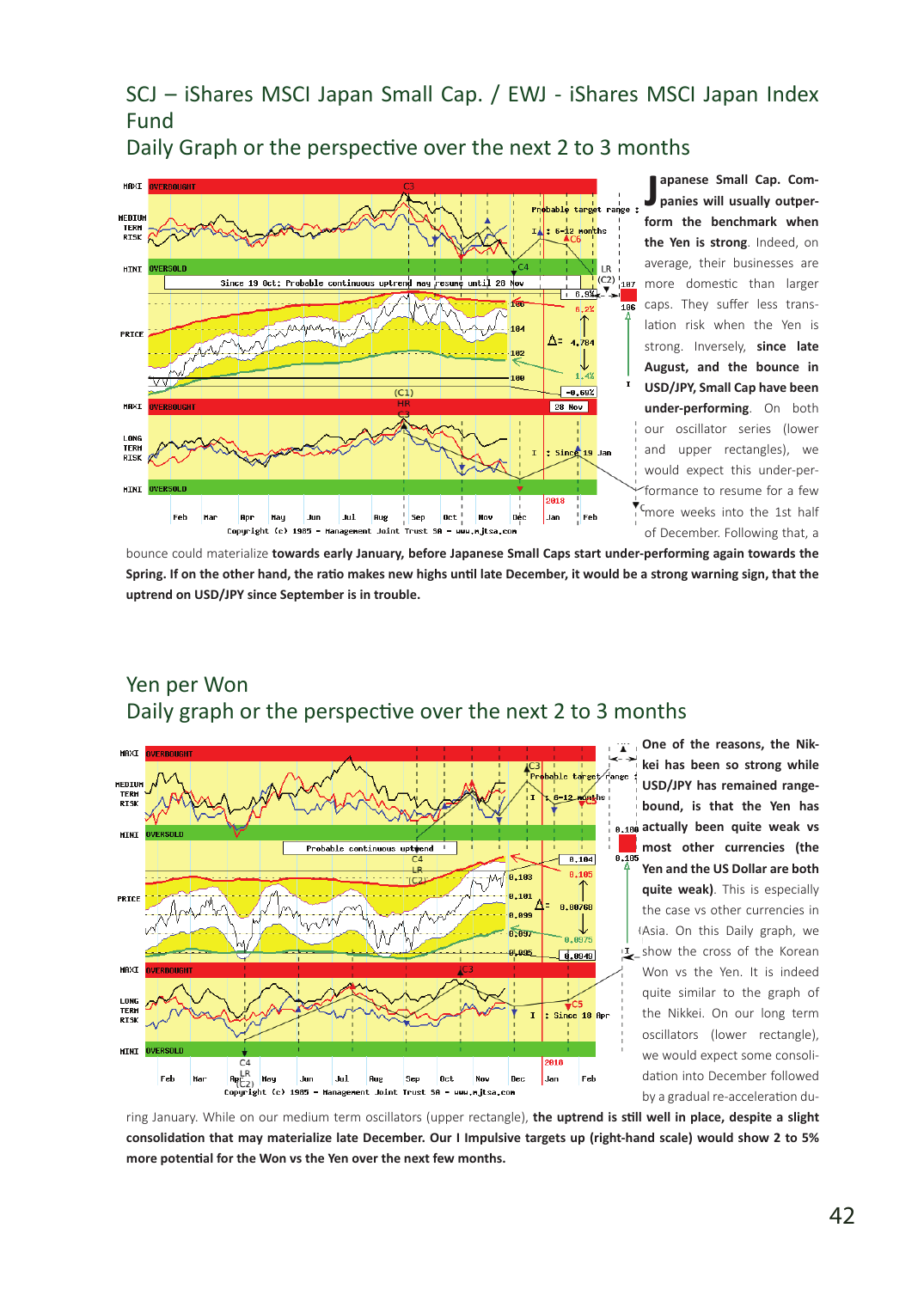# SCJ – iShares MSCI Japan Small Cap. / EWJ - iShares MSCI Japan Index Fund

## Daily Graph or the perspective over the next 2 to 3 months

**Japanese Small Cap. Companies will usually outperform the benchmark when the Yen is strong**. Indeed, on average, their businesses are more domestic than larger caps. They suffer less translation risk when the Yen is strong. Inversely, **since late August, and the bounce in USD/JPY, Small Cap have been under-performing**. On both our oscillator series (lower and upper rectangles), we would expect this under-performance to resume for a few more weeks into the 1st half of December. Following that, a bounce could materialize **towards early January, before Japanese Small Caps start under-performing again towards the Spring. If on the other hand, the ratio makes new highs until late December, it would be a strong warning sign, that the uptrend on USD/JPY since September is in trouble.**

# Yen per Won

## Daily graph or the perspective over the next 2 to 3 months

**One of the reasons, the Nikkei has been so strong while USD/JPY has remained range-bound, is that the Yen has actually been quite weak vs most other currencies (the Yen and the US Dollar are both quite weak)**. This is especially the case vs other currencies in Asia. On this Daily graph, we show the cross of the Korean Won vs the Yen. It is indeed quite similar to the graph of the Nikkei. On our long term oscillators (lower rectangle), we would expect some consolidation into December followed by a gradual re-acceleration during January. While on our medium term oscillators (upper rectangle), **the uptrend is still well in place, despite a slight consolidation that may materialize late December. Our I Impulsive targets up (right-hand scale) would show 2 to 5% more potential for the Won vs the Yen over the next few months.**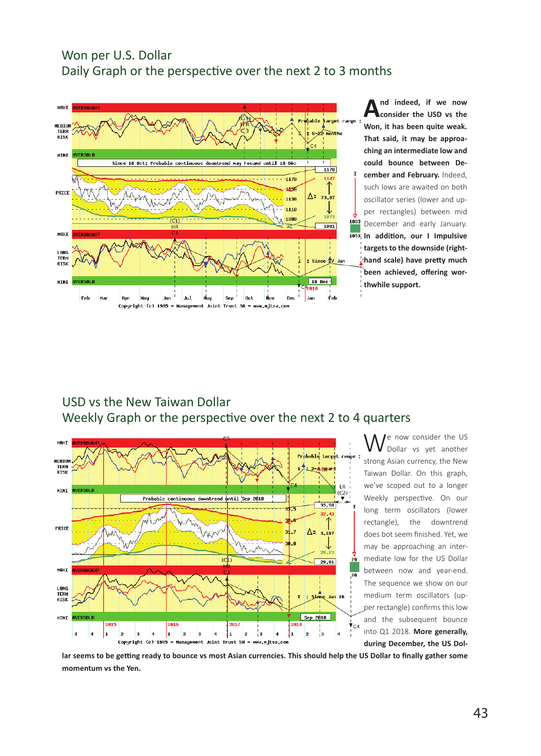## Won per U.S. Dollar
## Daily Graph or the perspective over the next 2 to 3 months

**And indeed, if we now consider the USD vs the Won, it has been quite weak. That said, it may be approaching an intermediate low and could bounce between December and February.** Indeed, such lows are awaited on both oscillator series (lower and upper rectangles) between mid December and early January. **In addition, our I Impulsive targets to the downside (right-hand scale) have pretty much been achieved, offering worthwhile support.**

## USD vs the New Taiwan Dollar
## Weekly Graph or the perspective over the next 2 to 4 quarters

We now consider the US Dollar vs yet another strong Asian currency, the New Taiwan Dollar. On this graph, we've scoped out to a longer Weekly perspective. On our long term oscillators (lower rectangle), the downtrend does bot seem finished. Yet, we may be approaching an intermediate low for the US Dollar between now and year-end. The sequence we show on our medium term oscillators (upper rectangle) confirms this low and the subsequent bounce into Q1 2018. **More generally, during December, the US Dollar seems to be getting ready to bounce vs most Asian currencies. This should help the US Dollar to finally gather some momentum vs the Yen.**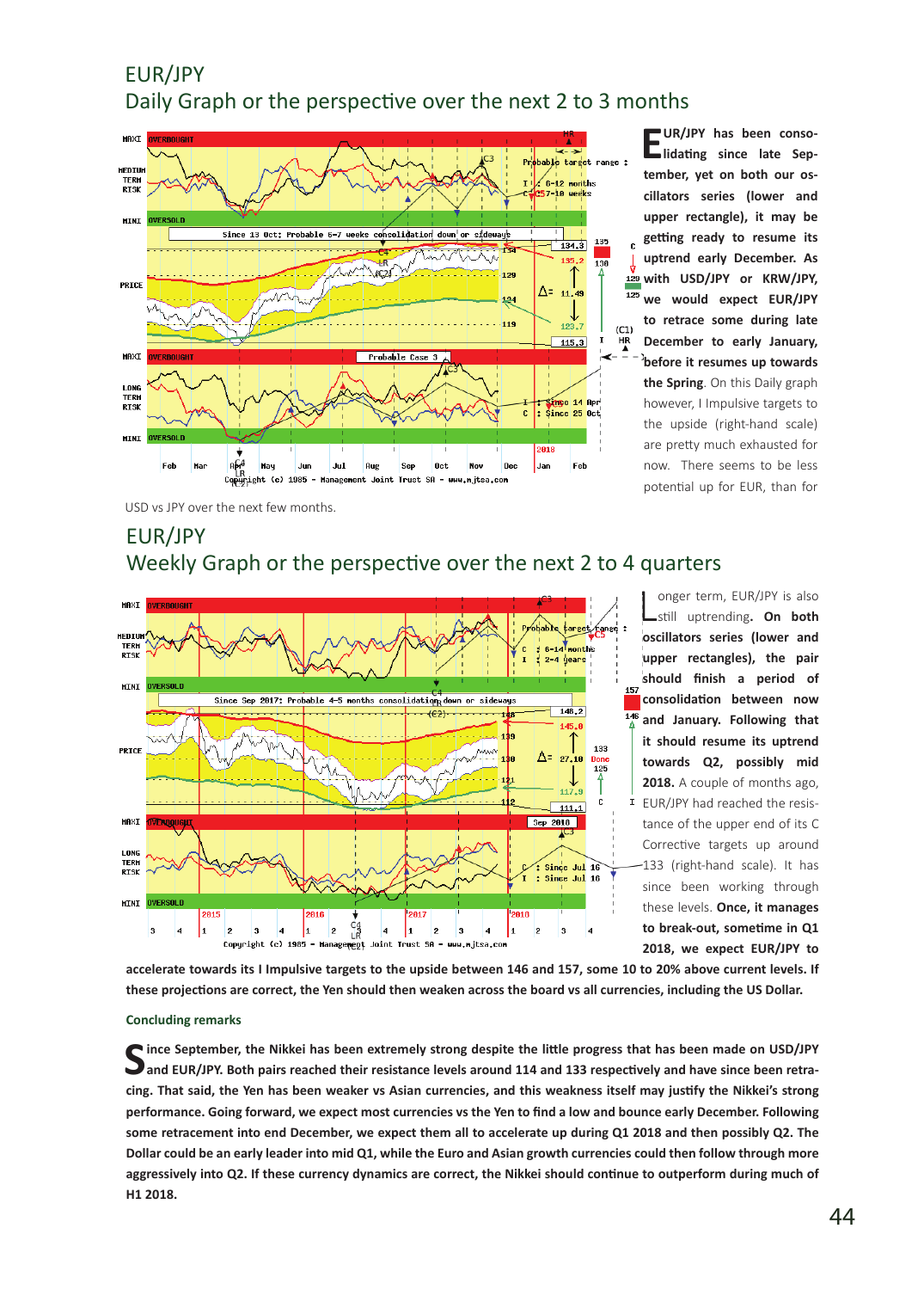# EUR/JPY

## Daily Graph or the perspective over the next 2 to 3 months

MAXI OVERBOUGHT
MEDIUM TERM RISK
MINI OVERSOLD
Probable target range :
I : 6-12 months
C : 57-10 weeks
Since 13 Oct: Probable 6-7 weeks consolidation down or sideways
PRICE
134.3
135.2
129
124
119
Δ= 11.49
123.7
115.3
135
130
129
125
(C1) HR
MAXI OVERBOUGHT
Probable Case 3
LONG TERM RISK
MINI OVERSOLD
I : Since 14 Apr
C : Since 25 Oct
2018
Feb Mar Apr May Jun Jul Aug Sep Oct Nov Dec Jan Feb
Copyright (c) 1985 - Management Joint Trust SA - www.mjtsa.com

**EUR/JPY has been consolidating since late September, yet on both our oscillators series (lower and upper rectangle), it may be getting ready to resume its uptrend early December. As with USD/JPY or KRW/JPY, we would expect EUR/JPY to retrace some during late December to early January, before it resumes up towards the Spring**. On this Daily graph however, I Impulsive targets to the upside (right-hand scale) are pretty much exhausted for now. There seems to be less potential up for EUR, than for USD vs JPY over the next few months.

# EUR/JPY

## Weekly Graph or the perspective over the next 2 to 4 quarters

MAXI OVERBOUGHT
MEDIUM TERM RISK
MINI OVERSOLD
Probable target range :
C : 6-14 months
I : 2-4 years
Since Sep 2017: Probable 4-5 months consolidation down or sideways
PRICE
148.2
145.0
139
130
121
112
Δ= 27.10
117.9
111.1
133 Done
125
157
146
Sep 2018
MAXI OVERBOUGHT
LONG TERM RISK
MINI OVERSOLD
C : Since Jul 16
I : Since Jul 16
2015 2016 2017 2018
Copyright (c) 1985 - Management Joint Trust SA - www.mjtsa.com

Longer term, EUR/JPY is also still uptrending. **On both oscillators series (lower and upper rectangles), the pair should finish a period of consolidation between now and January. Following that it should resume its uptrend towards Q2, possibly mid 2018.** A couple of months ago, EUR/JPY had reached the resistance of the upper end of its C Corrective targets up around 133 (right-hand scale). It has since been working through these levels. **Once, it manages to break-out, sometime in Q1 2018, we expect EUR/JPY to accelerate towards its I Impulsive targets to the upside between 146 and 157, some 10 to 20% above current levels. If these projections are correct, the Yen should then weaken across the board vs all currencies, including the US Dollar.**

### Concluding remarks

**Since September, the Nikkei has been extremely strong despite the little progress that has been made on USD/JPY and EUR/JPY. Both pairs reached their resistance levels around 114 and 133 respectively and have since been retracing. That said, the Yen has been weaker vs Asian currencies, and this weakness itself may justify the Nikkei's strong performance. Going forward, we expect most currencies vs the Yen to find a low and bounce early December. Following some retracement into end December, we expect them all to accelerate up during Q1 2018 and then possibly Q2. The Dollar could be an early leader into mid Q1, while the Euro and Asian growth currencies could then follow through more aggressively into Q2. If these currency dynamics are correct, the Nikkei should continue to outperform during much of H1 2018.**